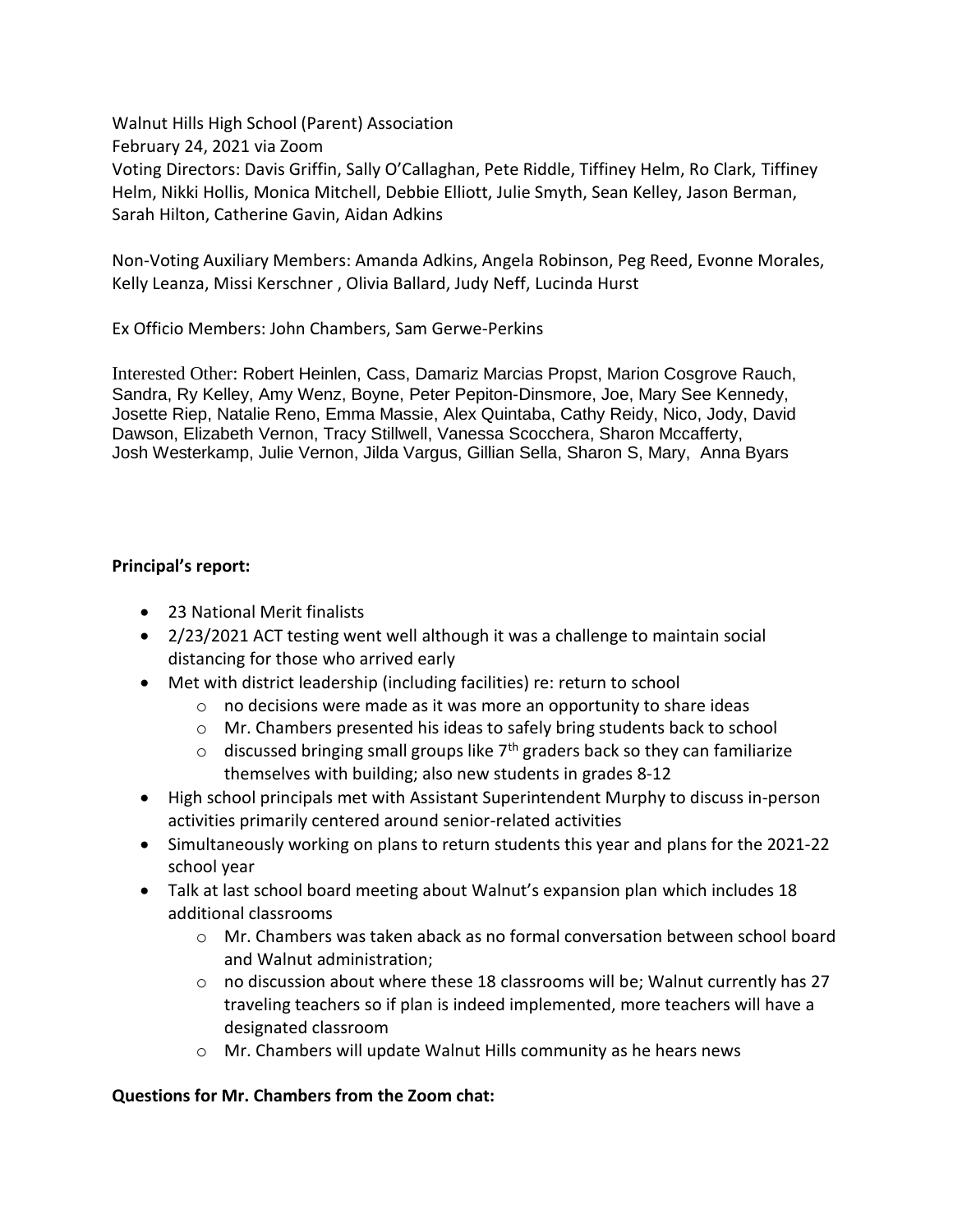Walnut Hills High School (Parent) Association
February 24, 2021 via Zoom
Voting Directors: Davis Griffin, Sally O'Callaghan, Pete Riddle, Tiffiney Helm, Ro Clark, Tiffiney Helm, Nikki Hollis, Monica Mitchell, Debbie Elliott, Julie Smyth, Sean Kelley, Jason Berman, Sarah Hilton, Catherine Gavin, Aidan Adkins

Non-Voting Auxiliary Members: Amanda Adkins, Angela Robinson, Peg Reed, Evonne Morales, Kelly Leanza, Missi Kerschner , Olivia Ballard, Judy Neff, Lucinda Hurst

Ex Officio Members: John Chambers, Sam Gerwe-Perkins

Interested Other: Robert Heinlen, Cass, Damariz Marcias Propst, Marion Cosgrove Rauch, Sandra, Ry Kelley, Amy Wenz, Boyne, Peter Pepiton-Dinsmore, Joe, Mary See Kennedy, Josette Riep, Natalie Reno, Emma Massie, Alex Quintaba, Cathy Reidy, Nico, Jody, David Dawson, Elizabeth Vernon, Tracy Stillwell, Vanessa Scocchera, Sharon Mccafferty, Josh Westerkamp, Julie Vernon, Jilda Vargus, Gillian Sella, Sharon S, Mary, Anna Byars

**Principal's report:**

- 23 National Merit finalists
- 2/23/2021 ACT testing went well although it was a challenge to maintain social distancing for those who arrived early
- Met with district leadership (including facilities) re: return to school
  - no decisions were made as it was more an opportunity to share ideas
  - Mr. Chambers presented his ideas to safely bring students back to school
  - discussed bringing small groups like 7th graders back so they can familiarize themselves with building; also new students in grades 8-12
- High school principals met with Assistant Superintendent Murphy to discuss in-person activities primarily centered around senior-related activities
- Simultaneously working on plans to return students this year and plans for the 2021-22 school year
- Talk at last school board meeting about Walnut's expansion plan which includes 18 additional classrooms
  - Mr. Chambers was taken aback as no formal conversation between school board and Walnut administration;
  - no discussion about where these 18 classrooms will be; Walnut currently has 27 traveling teachers so if plan is indeed implemented, more teachers will have a designated classroom
  - Mr. Chambers will update Walnut Hills community as he hears news

**Questions for Mr. Chambers from the Zoom chat:**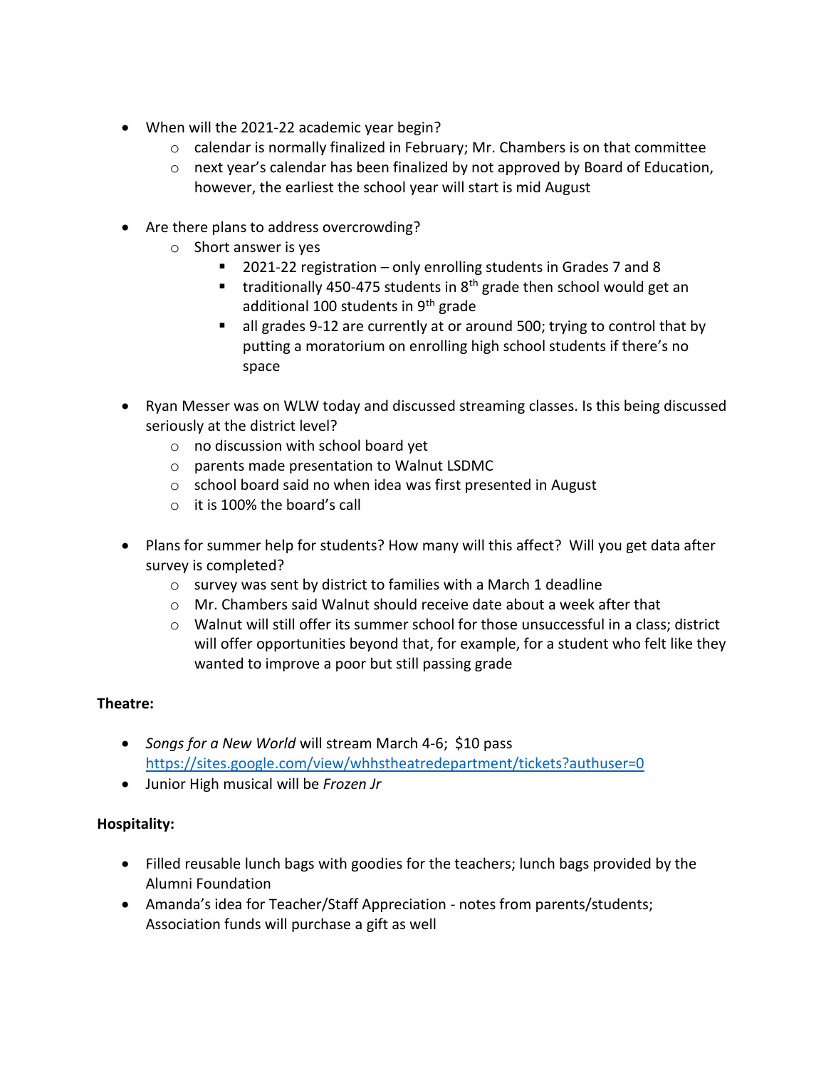- When will the 2021-22 academic year begin?
  - calendar is normally finalized in February; Mr. Chambers is on that committee
  - next year's calendar has been finalized by not approved by Board of Education, however, the earliest the school year will start is mid August

- Are there plans to address overcrowding?
  - Short answer is yes
    - 2021-22 registration – only enrolling students in Grades 7 and 8
    - traditionally 450-475 students in 8th grade then school would get an additional 100 students in 9th grade
    - all grades 9-12 are currently at or around 500; trying to control that by putting a moratorium on enrolling high school students if there's no space

- Ryan Messer was on WLW today and discussed streaming classes. Is this being discussed seriously at the district level?
  - no discussion with school board yet
  - parents made presentation to Walnut LSDMC
  - school board said no when idea was first presented in August
  - it is 100% the board's call

- Plans for summer help for students? How many will this affect? Will you get data after survey is completed?
  - survey was sent by district to families with a March 1 deadline
  - Mr. Chambers said Walnut should receive date about a week after that
  - Walnut will still offer its summer school for those unsuccessful in a class; district will offer opportunities beyond that, for example, for a student who felt like they wanted to improve a poor but still passing grade

**Theatre:**

- *Songs for a New World* will stream March 4-6; $10 pass https://sites.google.com/view/whhstheatredepartment/tickets?authuser=0
- Junior High musical will be *Frozen Jr*

**Hospitality:**

- Filled reusable lunch bags with goodies for the teachers; lunch bags provided by the Alumni Foundation
- Amanda's idea for Teacher/Staff Appreciation - notes from parents/students; Association funds will purchase a gift as well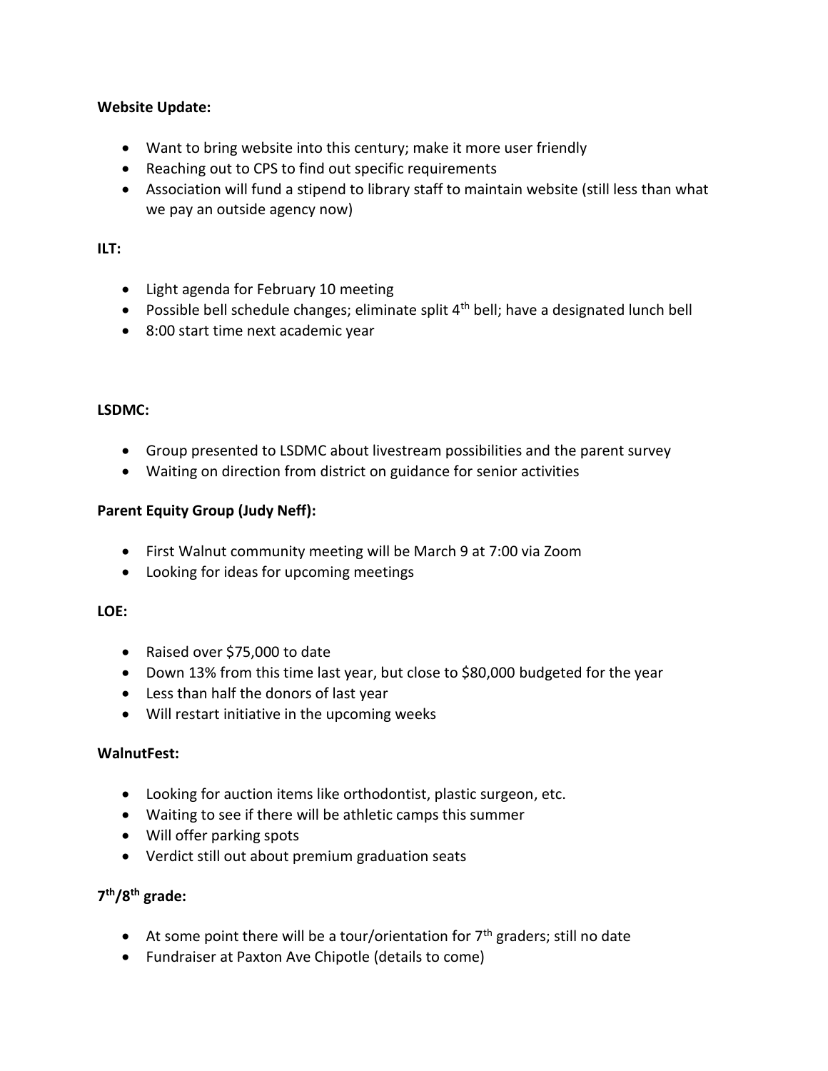**Website Update:**

- Want to bring website into this century; make it more user friendly
- Reaching out to CPS to find out specific requirements
- Association will fund a stipend to library staff to maintain website (still less than what we pay an outside agency now)

**ILT:**

- Light agenda for February 10 meeting
- Possible bell schedule changes; eliminate split 4th bell; have a designated lunch bell
- 8:00 start time next academic year

**LSDMC:**

- Group presented to LSDMC about livestream possibilities and the parent survey
- Waiting on direction from district on guidance for senior activities

**Parent Equity Group (Judy Neff):**

- First Walnut community meeting will be March 9 at 7:00 via Zoom
- Looking for ideas for upcoming meetings

**LOE:**

- Raised over $75,000 to date
- Down 13% from this time last year, but close to $80,000 budgeted for the year
- Less than half the donors of last year
- Will restart initiative in the upcoming weeks

**WalnutFest:**

- Looking for auction items like orthodontist, plastic surgeon, etc.
- Waiting to see if there will be athletic camps this summer
- Will offer parking spots
- Verdict still out about premium graduation seats

**7th/8th grade:**

- At some point there will be a tour/orientation for 7th graders; still no date
- Fundraiser at Paxton Ave Chipotle (details to come)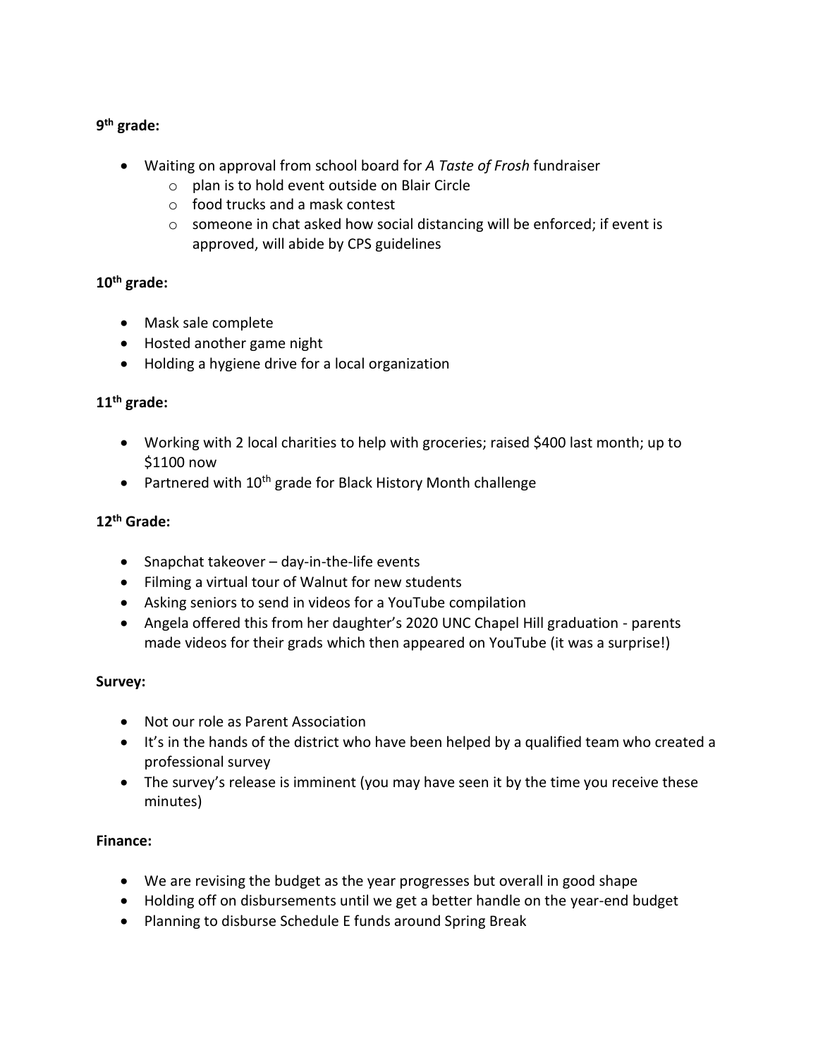**9th grade:**

- Waiting on approval from school board for *A Taste of Frosh* fundraiser
    - plan is to hold event outside on Blair Circle
    - food trucks and a mask contest
    - someone in chat asked how social distancing will be enforced; if event is approved, will abide by CPS guidelines

**10th grade:**

- Mask sale complete
- Hosted another game night
- Holding a hygiene drive for a local organization

**11th grade:**

- Working with 2 local charities to help with groceries; raised $400 last month; up to $1100 now
- Partnered with 10th grade for Black History Month challenge

**12th Grade:**

- Snapchat takeover – day-in-the-life events
- Filming a virtual tour of Walnut for new students
- Asking seniors to send in videos for a YouTube compilation
- Angela offered this from her daughter's 2020 UNC Chapel Hill graduation - parents made videos for their grads which then appeared on YouTube (it was a surprise!)

**Survey:**

- Not our role as Parent Association
- It's in the hands of the district who have been helped by a qualified team who created a professional survey
- The survey's release is imminent (you may have seen it by the time you receive these minutes)

**Finance:**

- We are revising the budget as the year progresses but overall in good shape
- Holding off on disbursements until we get a better handle on the year-end budget
- Planning to disburse Schedule E funds around Spring Break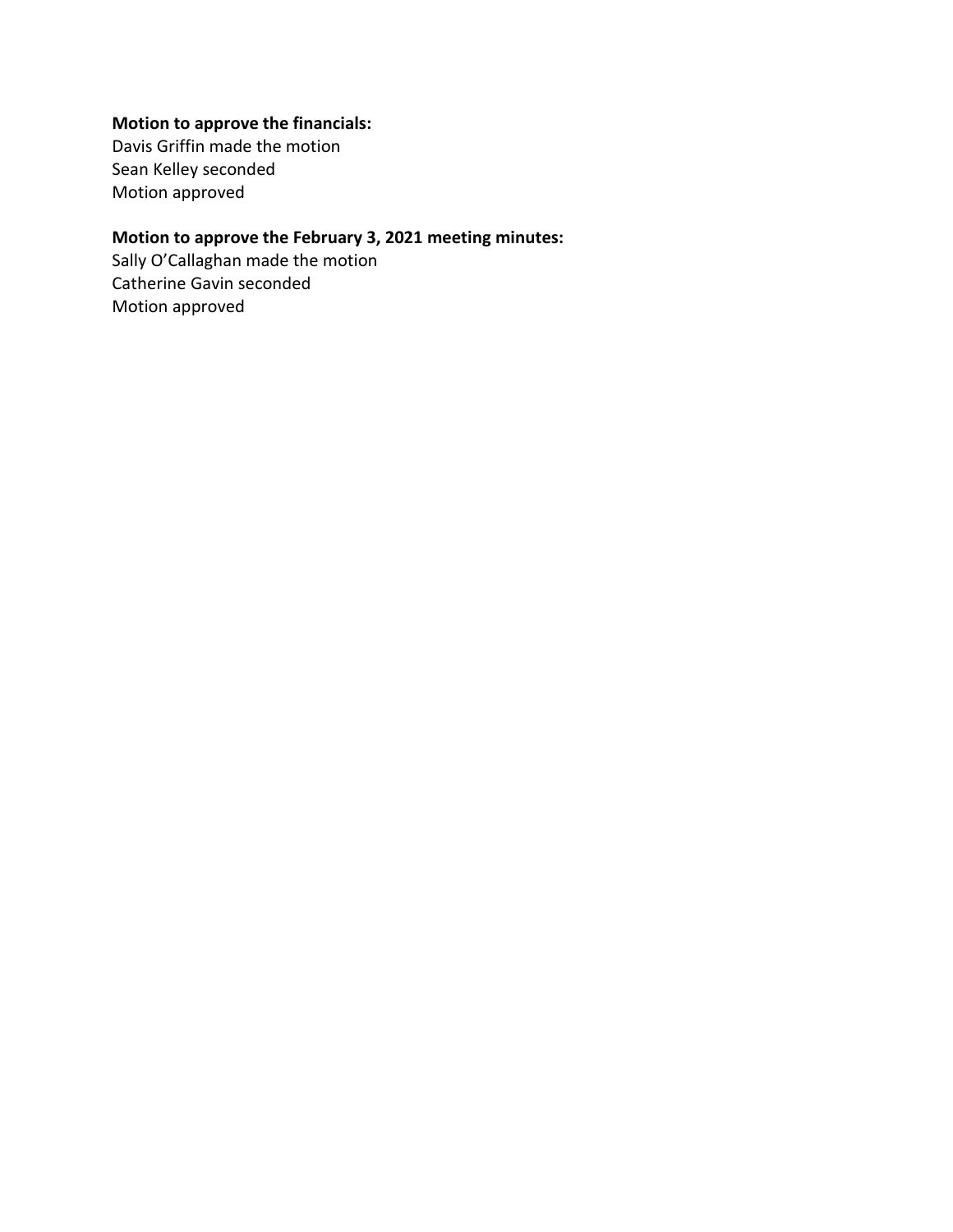**Motion to approve the financials:**
Davis Griffin made the motion
Sean Kelley seconded
Motion approved

**Motion to approve the February 3, 2021 meeting minutes:**
Sally O'Callaghan made the motion
Catherine Gavin seconded
Motion approved